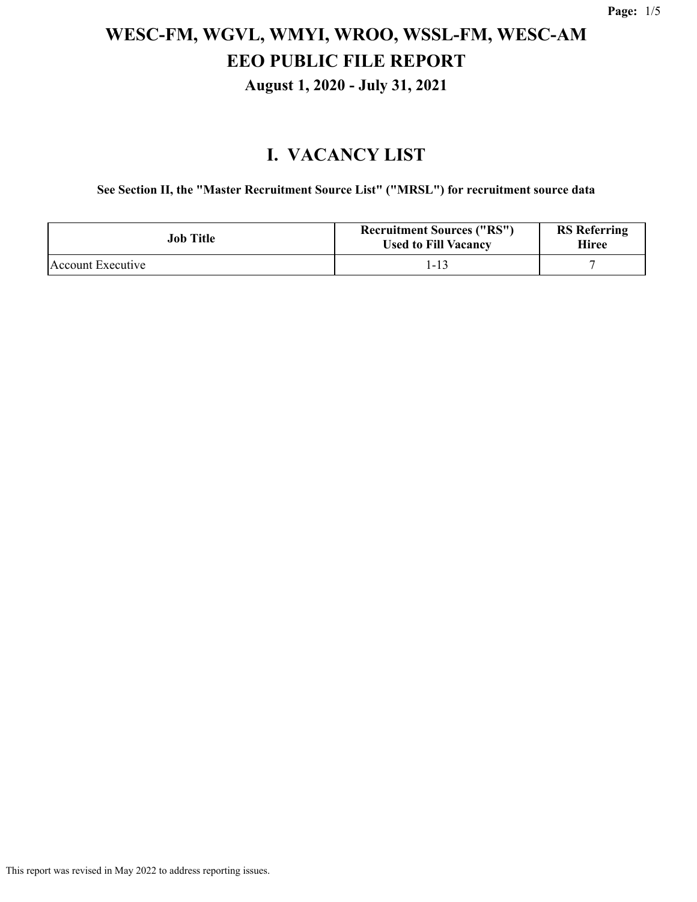# WESC-FM, WGVL, WMYI, WROO, WSSL-FM, WESC-AM
# EEO PUBLIC FILE REPORT
## August 1, 2020 - July 31, 2021

## I. VACANCY LIST

**See Section II, the "Master Recruitment Source List" ("MRSL") for recruitment source data**

| Job Title | Recruitment Sources ("RS") Used to Fill Vacancy | RS Referring Hiree |
|---|---|---|
| Account Executive | 1-13 | 7 |

This report was revised in May 2022 to address reporting issues.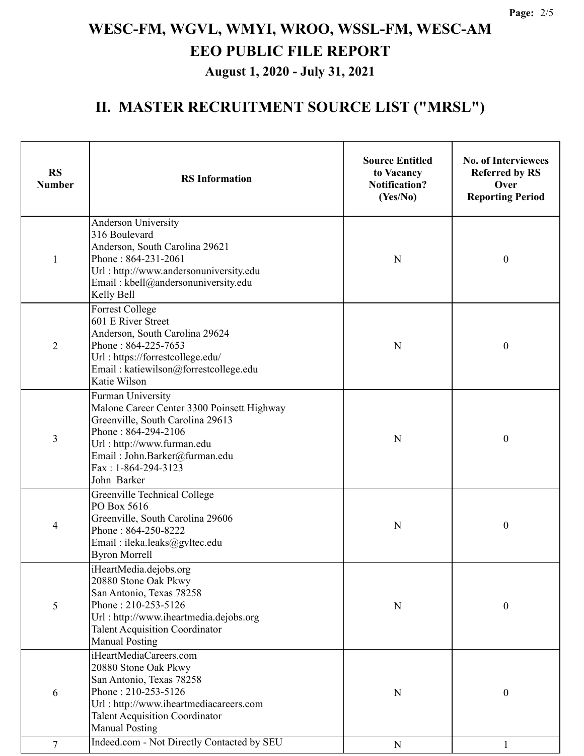# WESC-FM, WGVL, WMYI, WROO, WSSL-FM, WESC-AM
# EEO PUBLIC FILE REPORT
### August 1, 2020 - July 31, 2021

## II. MASTER RECRUITMENT SOURCE LIST ("MRSL")

| RS Number | RS Information | Source Entitled to Vacancy Notification? (Yes/No) | No. of Interviewees Referred by RS Over Reporting Period |
|---|---|---|---|
| 1 | Anderson University<br>316 Boulevard<br>Anderson, South Carolina 29621<br>Phone : 864-231-2061<br>Url : http://www.andersonuniversity.edu<br>Email : kbell@andersonuniversity.edu<br>Kelly Bell | N | 0 |
| 2 | Forrest College<br>601 E River Street<br>Anderson, South Carolina 29624<br>Phone : 864-225-7653<br>Url : https://forrestcollege.edu/<br>Email : katiewilson@forrestcollege.edu<br>Katie Wilson | N | 0 |
| 3 | Furman University<br>Malone Career Center 3300 Poinsett Highway<br>Greenville, South Carolina 29613<br>Phone : 864-294-2106<br>Url : http://www.furman.edu<br>Email : John.Barker@furman.edu<br>Fax : 1-864-294-3123<br>John Barker | N | 0 |
| 4 | Greenville Technical College<br>PO Box 5616<br>Greenville, South Carolina 29606<br>Phone : 864-250-8222<br>Email : ileka.leaks@gvltec.edu<br>Byron Morrell | N | 0 |
| 5 | iHeartMedia.dejobs.org<br>20880 Stone Oak Pkwy<br>San Antonio, Texas 78258<br>Phone : 210-253-5126<br>Url : http://www.iheartmedia.dejobs.org<br>Talent Acquisition Coordinator<br>Manual Posting | N | 0 |
| 6 | iHeartMediaCareers.com<br>20880 Stone Oak Pkwy<br>San Antonio, Texas 78258<br>Phone : 210-253-5126<br>Url : http://www.iheartmediacareers.com<br>Talent Acquisition Coordinator<br>Manual Posting | N | 0 |
| 7 | Indeed.com - Not Directly Contacted by SEU | N | 1 |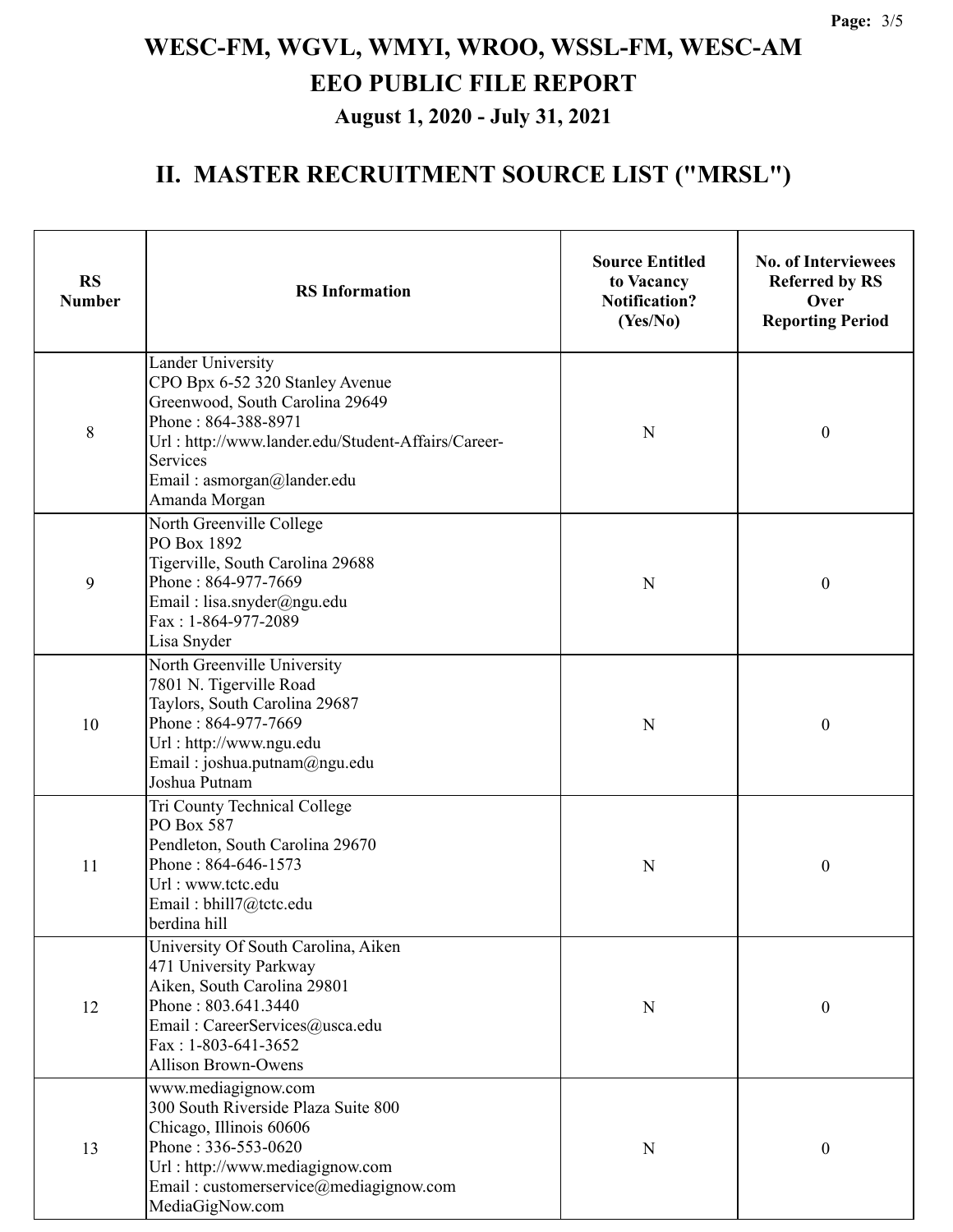# WESC-FM, WGVL, WMYI, WROO, WSSL-FM, WESC-AM

## EEO PUBLIC FILE REPORT

### August 1, 2020 - July 31, 2021

## II. MASTER RECRUITMENT SOURCE LIST ("MRSL")

| RS Number | RS Information | Source Entitled to Vacancy Notification? (Yes/No) | No. of Interviewees Referred by RS Over Reporting Period |
|---|---|---|---|
| 8 | Lander University<br>CPO Bpx 6-52 320 Stanley Avenue<br>Greenwood, South Carolina 29649<br>Phone : 864-388-8971<br>Url : http://www.lander.edu/Student-Affairs/Career-Services<br>Email : asmorgan@lander.edu<br>Amanda Morgan | N | 0 |
| 9 | North Greenville College<br>PO Box 1892<br>Tigerville, South Carolina 29688<br>Phone : 864-977-7669<br>Email : lisa.snyder@ngu.edu<br>Fax : 1-864-977-2089<br>Lisa Snyder | N | 0 |
| 10 | North Greenville University<br>7801 N. Tigerville Road<br>Taylors, South Carolina 29687<br>Phone : 864-977-7669<br>Url : http://www.ngu.edu<br>Email : joshua.putnam@ngu.edu<br>Joshua Putnam | N | 0 |
| 11 | Tri County Technical College<br>PO Box 587<br>Pendleton, South Carolina 29670<br>Phone : 864-646-1573<br>Url : www.tctc.edu<br>Email : bhill7@tctc.edu<br>berdina hill | N | 0 |
| 12 | University Of South Carolina, Aiken<br>471 University Parkway<br>Aiken, South Carolina 29801<br>Phone : 803.641.3440<br>Email : CareerServices@usca.edu<br>Fax : 1-803-641-3652<br>Allison Brown-Owens | N | 0 |
| 13 | www.mediagignow.com<br>300 South Riverside Plaza Suite 800<br>Chicago, Illinois 60606<br>Phone : 336-553-0620<br>Url : http://www.mediagignow.com<br>Email : customerservice@mediagignow.com<br>MediaGigNow.com | N | 0 |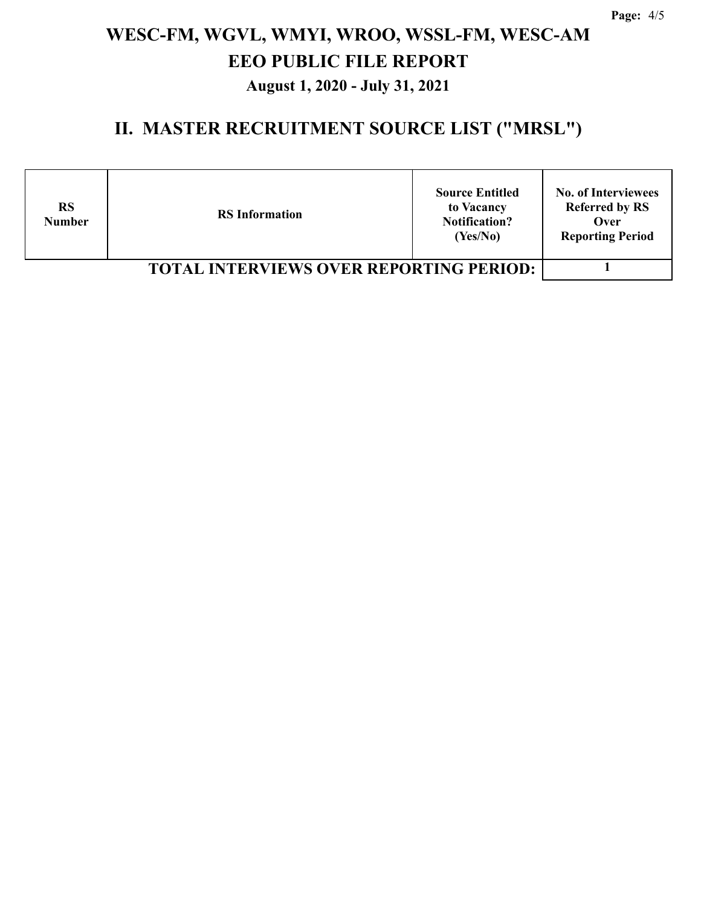# WESC-FM, WGVL, WMYI, WROO, WSSL-FM, WESC-AM
# EEO PUBLIC FILE REPORT
### August 1, 2020 - July 31, 2021

## II. MASTER RECRUITMENT SOURCE LIST ("MRSL")

| RS Number | RS Information | Source Entitled to Vacancy Notification? (Yes/No) | No. of Interviewees Referred by RS Over Reporting Period |
|---|---|---|---|
| **TOTAL INTERVIEWS OVER REPORTING PERIOD:** | | | 1 |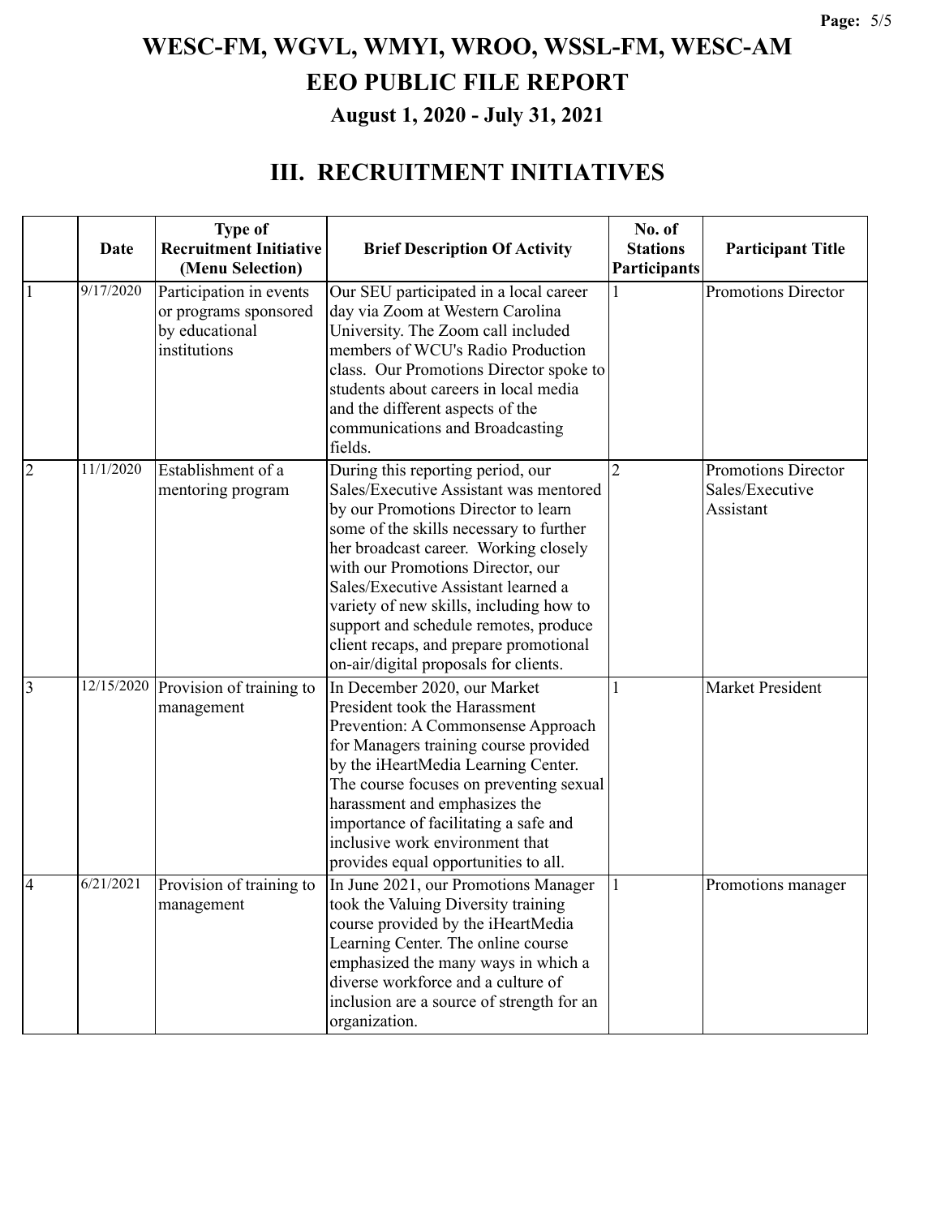# WESC-FM, WGVL, WMYI, WROO, WSSL-FM, WESC-AM

# EEO PUBLIC FILE REPORT

### August 1, 2020 - July 31, 2021

## III. RECRUITMENT INITIATIVES

| | Date | Type of Recruitment Initiative (Menu Selection) | Brief Description Of Activity | No. of Stations Participants | Participant Title |
|---|---|---|---|---|---|
| 1 | 9/17/2020 | Participation in events or programs sponsored by educational institutions | Our SEU participated in a local career day via Zoom at Western Carolina University. The Zoom call included members of WCU's Radio Production class. Our Promotions Director spoke to students about careers in local media and the different aspects of the communications and Broadcasting fields. | 1 | Promotions Director |
| 2 | 11/1/2020 | Establishment of a mentoring program | During this reporting period, our Sales/Executive Assistant was mentored by our Promotions Director to learn some of the skills necessary to further her broadcast career. Working closely with our Promotions Director, our Sales/Executive Assistant learned a variety of new skills, including how to support and schedule remotes, produce client recaps, and prepare promotional on-air/digital proposals for clients. | 2 | Promotions Director<br>Sales/Executive Assistant |
| 3 | 12/15/2020 | Provision of training to management | In December 2020, our Market President took the Harassment Prevention: A Commonsense Approach for Managers training course provided by the iHeartMedia Learning Center. The course focuses on preventing sexual harassment and emphasizes the importance of facilitating a safe and inclusive work environment that provides equal opportunities to all. | 1 | Market President |
| 4 | 6/21/2021 | Provision of training to management | In June 2021, our Promotions Manager took the Valuing Diversity training course provided by the iHeartMedia Learning Center. The online course emphasized the many ways in which a diverse workforce and a culture of inclusion are a source of strength for an organization. | 1 | Promotions manager |